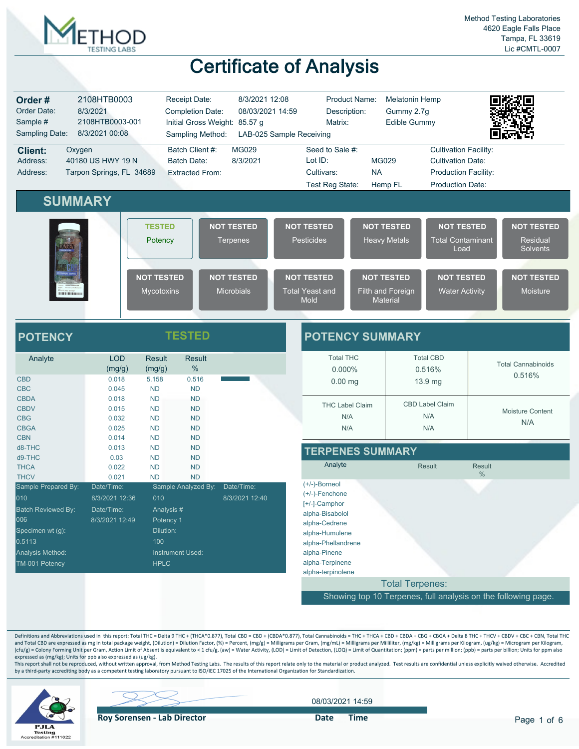Method Testing Laboratories
4620 Eagle Falls Place
Tampa, FL 33619
Lic #CMTL-0007

# Certificate of Analysis

| | | | | | |
|---|---|---|---|---|---|
| **Order #** | 2108HTB0003 | Receipt Date: | 8/3/2021 12:08 | Product Name: | Melatonin Hemp |
| Order Date: | 8/3/2021 | Completion Date: | 08/03/2021 14:59 | Description: | Gummy 2.7g |
| Sample # | 2108HTB0003-001 | Initial Gross Weight: | 85.57 g | Matrix: | Edible Gummy |
| Sampling Date: | 8/3/2021 00:08 | Sampling Method: | LAB-025 Sample Receiving | | |

| | | | | | | |
|---|---|---|---|---|---|---|
| **Client:** | Oxygen | Batch Client #: | MG029 | Seed to Sale #: | | Cultivation Facility: |
| Address: | 40180 US HWY 19 N | Batch Date: | 8/3/2021 | Lot ID: | MG029 | Cultivation Date: |
| Address: | Tarpon Springs, FL 34689 | Extracted From: | | Cultivars: | NA | Production Facility: |
| | | | | Test Reg State: | Hemp FL | Production Date: |

## SUMMARY

| | | | | | |
|---|---|---|---|---|---|
| TESTED Potency | NOT TESTED Terpenes | NOT TESTED Pesticides | NOT TESTED Heavy Metals | NOT TESTED Total Contaminant Load | NOT TESTED Residual Solvents |
| NOT TESTED Mycotoxins | NOT TESTED Microbials | NOT TESTED Total Yeast and Mold | NOT TESTED Filth and Foreign Material | NOT TESTED Water Activity | NOT TESTED Moisture |

## POTENCY — TESTED

| Analyte | LOD (mg/g) | Result (mg/g) | Result % |
|---|---|---|---|
| CBD | 0.018 | 5.158 | 0.516 |
| CBC | 0.045 | ND | ND |
| CBDA | 0.018 | ND | ND |
| CBDV | 0.015 | ND | ND |
| CBG | 0.032 | ND | ND |
| CBGA | 0.025 | ND | ND |
| CBN | 0.014 | ND | ND |
| d8-THC | 0.013 | ND | ND |
| d9-THC | 0.03 | ND | ND |
| THCA | 0.022 | ND | ND |
| THCV | 0.021 | ND | ND |

| | | | |
|---|---|---|---|
| Sample Prepared By: | Date/Time: | Sample Analyzed By: | Date/Time: |
| 010 | 8/3/2021 12:36 | 010 | 8/3/2021 12:40 |
| Batch Reviewed By: | Date/Time: | Analysis # | |
| 006 | 8/3/2021 12:49 | Potency 1 | |
| Specimen wt (g): | | Dilution: | |
| 0.5113 | | 100 | |
| Analysis Method: | | Instrument Used: | |
| TM-001 Potency | | HPLC | |

## POTENCY SUMMARY

| Total THC | Total CBD | Total Cannabinoids |
|---|---|---|
| 0.000% / 0.00 mg | 0.516% / 13.9 mg | 0.516% |
| **THC Label Claim** | **CBD Label Claim** | **Moisture Content** |
| N/A / N/A | N/A / N/A | N/A |

## TERPENES SUMMARY

| Analyte | Result | Result % |
|---|---|---|
| (+/-)-Borneol | | |
| (+/-)-Fenchone | | |
| [+/-]-Camphor | | |
| alpha-Bisabolol | | |
| alpha-Cedrene | | |
| alpha-Humulene | | |
| alpha-Phellandrene | | |
| alpha-Pinene | | |
| alpha-Terpinene | | |
| alpha-terpinolene | | |

Total Terpenes:

Showing top 10 Terpenes, full analysis on the following page.

Definitions and Abbreviations used in this report: Total THC = Delta 9 THC + (THCA*0.877), Total CBD = CBD + (CBDA*0.877), Total Cannabinoids = THC + THCA + CBD + CBDA + CBG + CBGA + Delta 8 THC + THCV + CBDV + CBC + CBN, Total THC and Total CBD are expressed as mg in total package weight, (Dilution) = Dilution Factor, (%) = Percent, (mg/g) = Milligrams per Gram, (mg/mL) = Milligrams per Milliliter, (mg/kg) = Milligrams per Kilogram, (ug/kg) = Microgram per Kilogram, (cfu/g) = Colony Forming Unit per Gram, Action Limit of Absent is equivalent to < 1 cfu/g, (aw) = Water Activity, (LOD) = Limit of Detection, (LOQ) = Limit of Quantitation; (ppm) = parts per million; (ppb) = parts per billion; Units for ppm also expressed as (mg/kg); Units for ppb also expressed as (ug/kg).

This report shall not be reproduced, without written approval, from Method Testing Labs. The results of this report relate only to the material or product analyzed. Test results are confidential unless explicitly waived otherwise. Accredited by a third-party accrediting body as a competent testing laboratory pursuant to ISO/IEC 17025 of the International Organization for Standardization.

PJLA Testing Accreditation #111022

Roy Sorensen - Lab Director

Date Time: 08/03/2021 14:59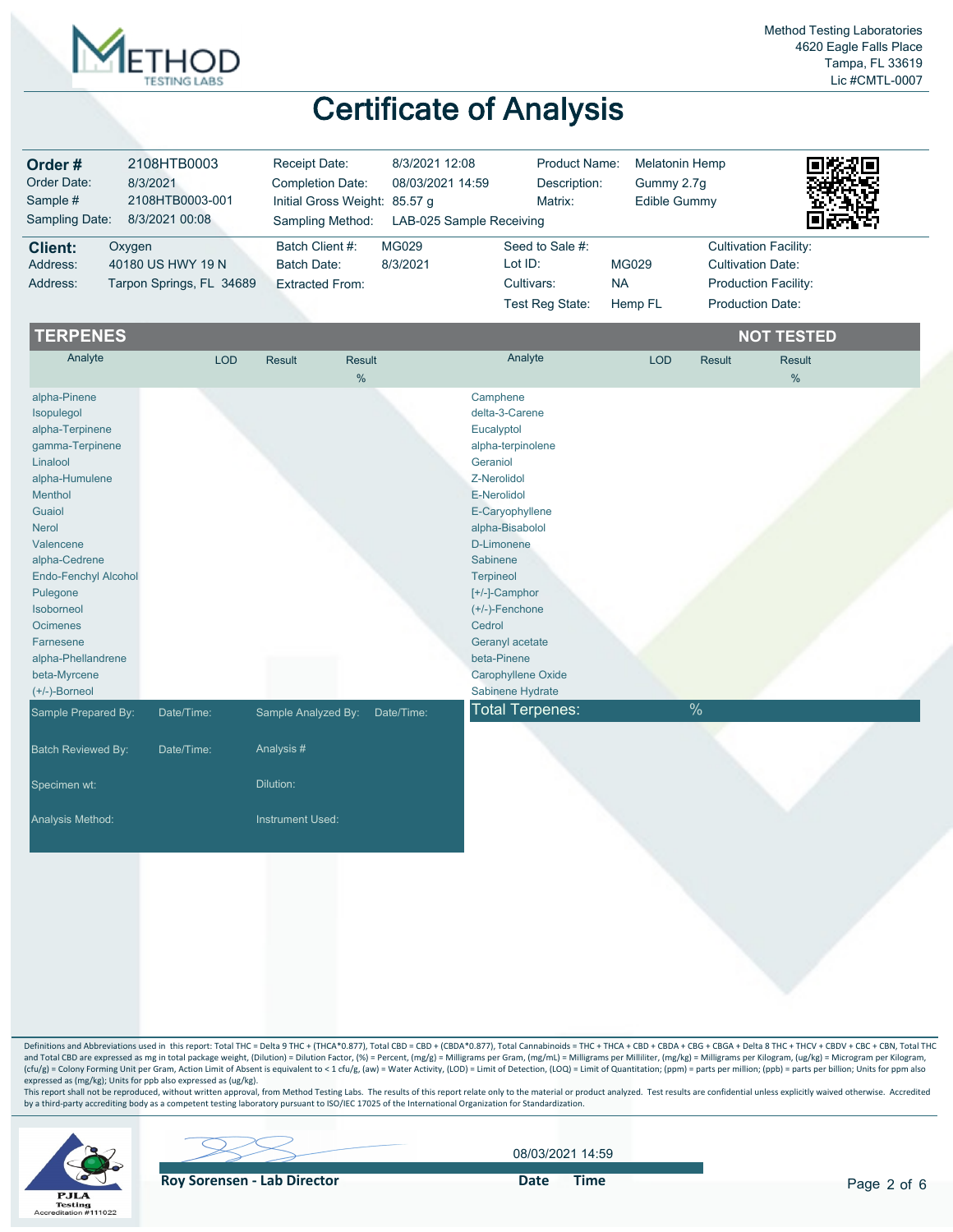Method Testing Laboratories
4620 Eagle Falls Place
Tampa, FL 33619
Lic #CMTL-0007

# Certificate of Analysis

| | | | | | | | |
|---|---|---|---|---|---|---|---|
| **Order #** | 2108HTB0003 | Receipt Date: | 8/3/2021 12:08 | Product Name: | Melatonin Hemp | | |
| Order Date: | 8/3/2021 | Completion Date: | 08/03/2021 14:59 | Description: | Gummy 2.7g | | |
| Sample # | 2108HTB0003-001 | Initial Gross Weight: | 85.57 g | Matrix: | Edible Gummy | | |
| Sampling Date: | 8/3/2021 00:08 | Sampling Method: | LAB-025 Sample Receiving | | | | |
| **Client:** | Oxygen | Batch Client #: | MG029 | Seed to Sale #: | | Cultivation Facility: | |
| Address: | 40180 US HWY 19 N | Batch Date: | 8/3/2021 | Lot ID: | MG029 | Cultivation Date: | |
| Address: | Tarpon Springs, FL 34689 | Extracted From: | | Cultivars: | NA | Production Facility: | |
| | | | | Test Reg State: | Hemp FL | Production Date: | |

## TERPENES — NOT TESTED

| Analyte | LOD | Result | Result % | Analyte | LOD | Result | Result % |
|---|---|---|---|---|---|---|---|
| alpha-Pinene | | | | Camphene | | | |
| Isopulegol | | | | delta-3-Carene | | | |
| alpha-Terpinene | | | | Eucalyptol | | | |
| gamma-Terpinene | | | | alpha-terpinolene | | | |
| Linalool | | | | Geraniol | | | |
| alpha-Humulene | | | | Z-Nerolidol | | | |
| Menthol | | | | E-Nerolidol | | | |
| Guaiol | | | | E-Caryophyllene | | | |
| Nerol | | | | alpha-Bisabolol | | | |
| Valencene | | | | D-Limonene | | | |
| alpha-Cedrene | | | | Sabinene | | | |
| Endo-Fenchyl Alcohol | | | | Terpineol | | | |
| Pulegone | | | | [+/-]-Camphor | | | |
| Isoborneol | | | | (+/-)-Fenchone | | | |
| Ocimenes | | | | Cedrol | | | |
| Farnesene | | | | Geranyl acetate | | | |
| alpha-Phellandrene | | | | beta-Pinene | | | |
| beta-Myrcene | | | | Carophyllene Oxide | | | |
| (+/-)-Borneol | | | | Sabinene Hydrate | | | |
| | | | | **Total Terpenes:** | | % | |

| | | | |
|---|---|---|---|
| Sample Prepared By: | Date/Time: | Sample Analyzed By: | Date/Time: |
| Batch Reviewed By: | Date/Time: | Analysis #: | |
| Specimen wt: | | Dilution: | |
| Analysis Method: | | Instrument Used: | |

Definitions and Abbreviations used in this report: Total THC = Delta 9 THC + (THCA*0.877), Total CBD = CBD + (CBDA*0.877), Total Cannabinoids = THC + THCA + CBD + CBDA + CBG + CBGA + Delta 8 THC + THCV + CBDV + CBC + CBN, Total THC and Total CBD are expressed as mg in total package weight, (Dilution) = Dilution Factor, (%) = Percent, (mg/g) = Milligrams per Gram, (mg/mL) = Milligrams per Milliliter, (mg/kg) = Milligrams per Kilogram, (ug/kg) = Microgram per Kilogram, (cfu/g) = Colony Forming Unit per Gram, Action Limit of Absent is equivalent to < 1 cfu/g, (aw) = Water Activity, (LOD) = Limit of Detection, (LOQ) = Limit of Quantitation; (ppm) = parts per million; (ppb) = parts per billion; Units for ppm also expressed as (mg/kg); Units for ppb also expressed as (ug/kg).

This report shall not be reproduced, without written approval, from Method Testing Labs. The results of this report relate only to the material or product analyzed. Test results are confidential unless explicitly waived otherwise. Accredited by a third-party accrediting body as a competent testing laboratory pursuant to ISO/IEC 17025 of the International Organization for Standardization.

PJLA Testing Accreditation #111022

**Roy Sorensen - Lab Director**

08/03/2021 14:59

**Date Time**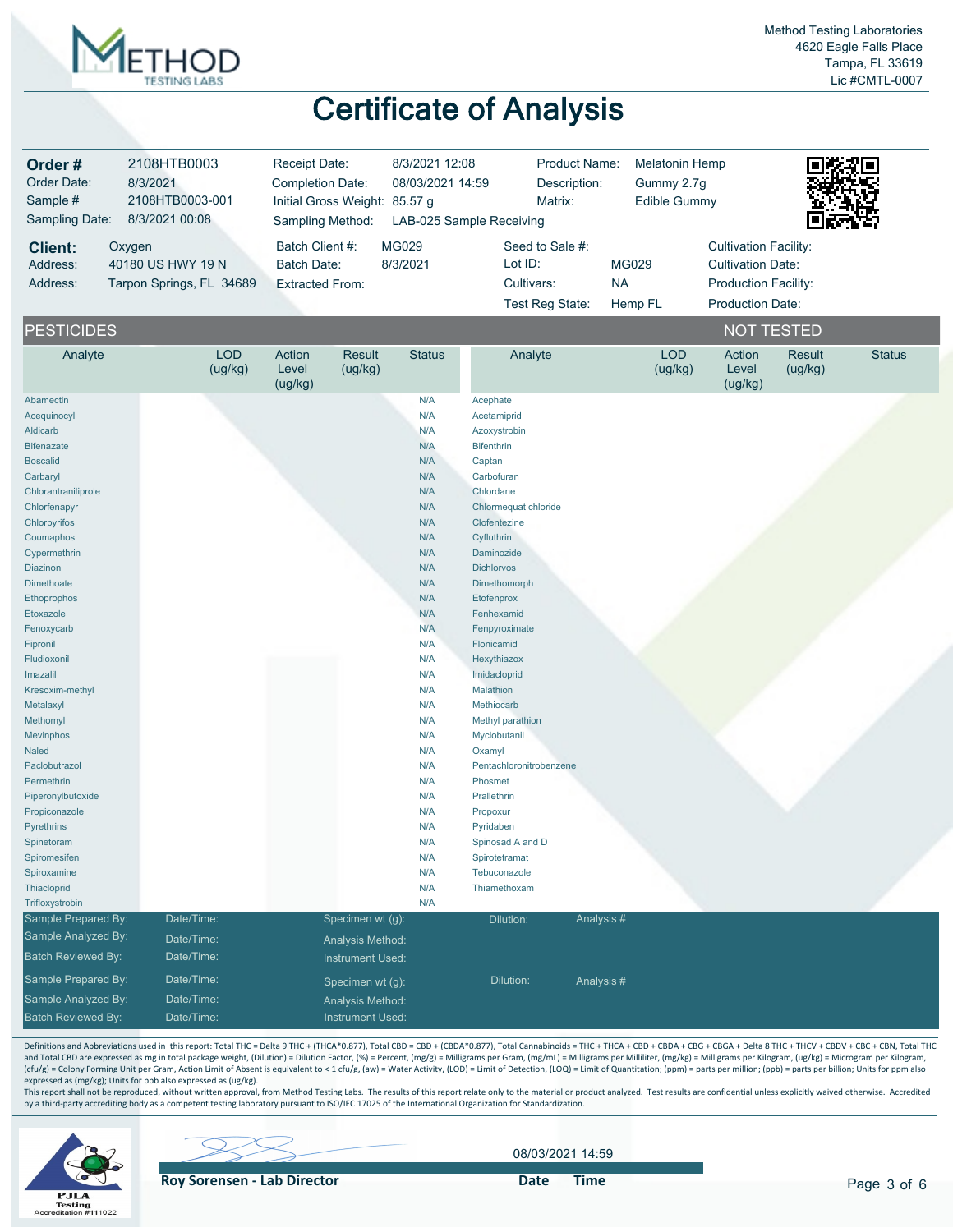Method Testing Laboratories
4620 Eagle Falls Place
Tampa, FL 33619
Lic #CMTL-0007

# Certificate of Analysis

| | | | | | |
|---|---|---|---|---|---|
| **Order #** | 2108HTB0003 | Receipt Date: | 8/3/2021 12:08 | Product Name: | Melatonin Hemp |
| Order Date: | 8/3/2021 | Completion Date: | 08/03/2021 14:59 | Description: | Gummy 2.7g |
| Sample # | 2108HTB0003-001 | Initial Gross Weight: | 85.57 g | Matrix: | Edible Gummy |
| Sampling Date: | 8/3/2021 00:08 | Sampling Method: | LAB-025 Sample Receiving | | |

| | | | | | | |
|---|---|---|---|---|---|---|
| **Client:** | Oxygen | Batch Client #: | MG029 | Seed to Sale #: | | Cultivation Facility: |
| Address: | 40180 US HWY 19 N | Batch Date: | 8/3/2021 | Lot ID: | MG029 | Cultivation Date: |
| Address: | Tarpon Springs, FL 34689 | Extracted From: | | Cultivars: | NA | Production Facility: |
| | | | | Test Reg State: | Hemp FL | Production Date: |

## PESTICIDES — NOT TESTED

| Analyte | LOD (ug/kg) | Action Level (ug/kg) | Result (ug/kg) | Status | Analyte | LOD (ug/kg) | Action Level (ug/kg) | Result (ug/kg) | Status |
|---|---|---|---|---|---|---|---|---|---|
| Abamectin | | | | N/A | Acephate | | | | |
| Acequinocyl | | | | N/A | Acetamiprid | | | | |
| Aldicarb | | | | N/A | Azoxystrobin | | | | |
| Bifenazate | | | | N/A | Bifenthrin | | | | |
| Boscalid | | | | N/A | Captan | | | | |
| Carbaryl | | | | N/A | Carbofuran | | | | |
| Chlorantraniliprole | | | | N/A | Chlordane | | | | |
| Chlorfenapyr | | | | N/A | Chlormequat chloride | | | | |
| Chlorpyrifos | | | | N/A | Clofentezine | | | | |
| Coumaphos | | | | N/A | Cyfluthrin | | | | |
| Cypermethrin | | | | N/A | Daminozide | | | | |
| Diazinon | | | | N/A | Dichlorvos | | | | |
| Dimethoate | | | | N/A | Dimethomorph | | | | |
| Ethoprophos | | | | N/A | Etofenprox | | | | |
| Etoxazole | | | | N/A | Fenhexamid | | | | |
| Fenoxycarb | | | | N/A | Fenpyroximate | | | | |
| Fipronil | | | | N/A | Flonicamid | | | | |
| Fludioxonil | | | | N/A | Hexythiazox | | | | |
| Imazalil | | | | N/A | Imidacloprid | | | | |
| Kresoxim-methyl | | | | N/A | Malathion | | | | |
| Metalaxyl | | | | N/A | Methiocarb | | | | |
| Methomyl | | | | N/A | Methyl parathion | | | | |
| Mevinphos | | | | N/A | Myclobutanil | | | | |
| Naled | | | | N/A | Oxamyl | | | | |
| Paclobutrazol | | | | N/A | Pentachloronitrobenzene | | | | |
| Permethrin | | | | N/A | Phosmet | | | | |
| Piperonylbutoxide | | | | N/A | Prallethrin | | | | |
| Propiconazole | | | | N/A | Propoxur | | | | |
| Pyrethrins | | | | N/A | Pyridaben | | | | |
| Spinetoram | | | | N/A | Spinosad A and D | | | | |
| Spiromesifen | | | | N/A | Spirotetramat | | | | |
| Spiroxamine | | | | N/A | Tebuconazole | | | | |
| Thiacloprid | | | | N/A | Thiamethoxam | | | | |
| Trifloxystrobin | | | | N/A | | | | | |

| | | | | |
|---|---|---|---|---|
| Sample Prepared By: | Date/Time: | Specimen wt (g): | Dilution: | Analysis # |
| Sample Analyzed By: | Date/Time: | Analysis Method: | | |
| Batch Reviewed By: | Date/Time: | Instrument Used: | | |
| Sample Prepared By: | Date/Time: | Specimen wt (g): | Dilution: | Analysis # |
| Sample Analyzed By: | Date/Time: | Analysis Method: | | |
| Batch Reviewed By: | Date/Time: | Instrument Used: | | |

Definitions and Abbreviations used in this report: Total THC = Delta 9 THC + (THCA*0.877), Total CBD = CBD + (CBDA*0.877), Total Cannabinoids = THC + THCA + CBD + CBDA + CBG + CBGA + Delta 8 THC + THCV + CBDV + CBC + CBN, Total THC and Total CBD are expressed as mg in total package weight, (Dilution) = Dilution Factor, (%) = Percent, (mg/g) = Milligrams per Gram, (mg/mL) = Milligrams per Milliliter, (mg/kg) = Milligrams per Kilogram, (ug/kg) = Microgram per Kilogram, (cfu/g) = Colony Forming Unit per Gram, Action Limit of Absent is equivalent to < 1 cfu/g, (aw) = Water Activity, (LOD) = Limit of Detection, (LOQ) = Limit of Quantitation; (ppm) = parts per million; (ppb) = parts per billion; Units for ppm also expressed as (mg/kg); Units for ppb also expressed as (ug/kg).

This report shall not be reproduced, without written approval, from Method Testing Labs. The results of this report relate only to the material or product analyzed. Test results are confidential unless explicitly waived otherwise. Accredited by a third-party accrediting body as a competent testing laboratory pursuant to ISO/IEC 17025 of the International Organization for Standardization.

PJLA Testing Accreditation #111022

**Roy Sorensen - Lab Director**

08/03/2021 14:59

**Date Time**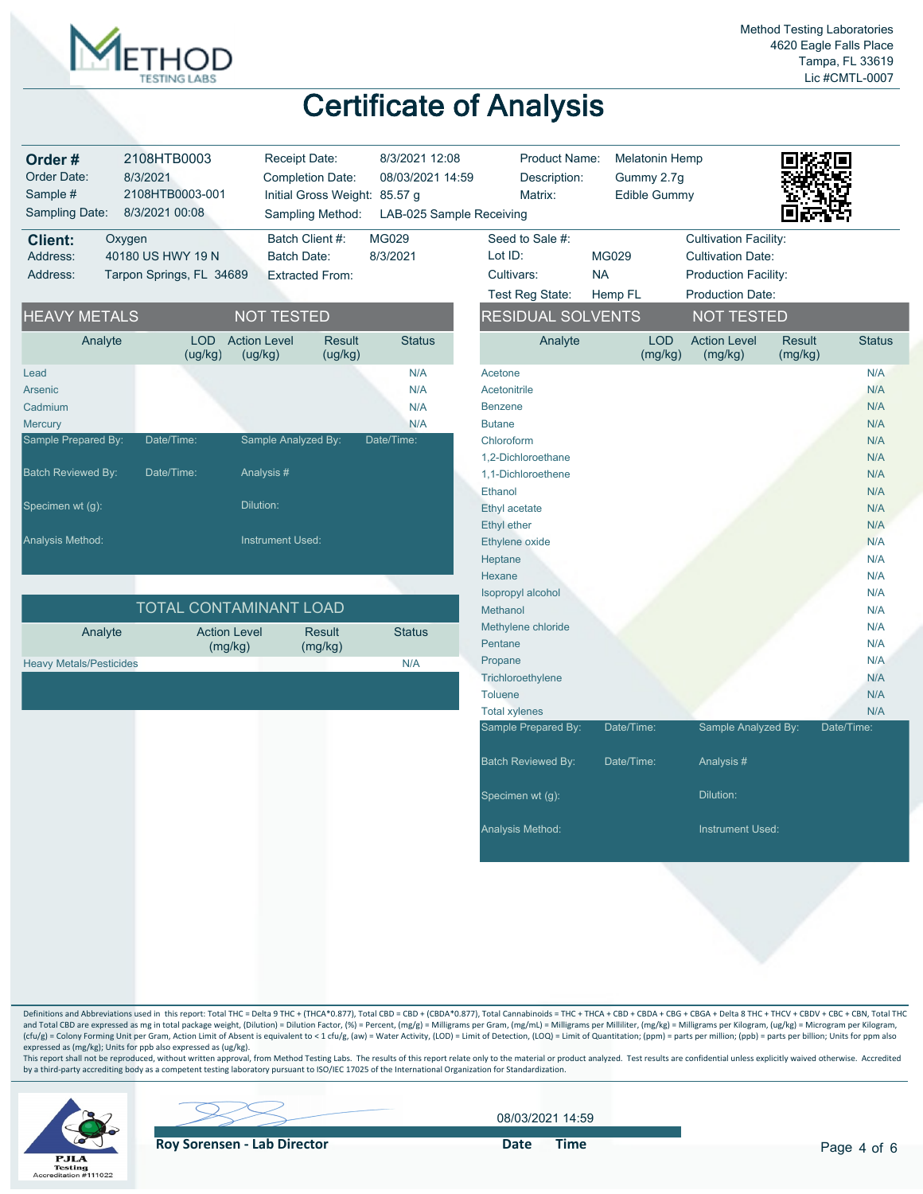Method Testing Laboratories
4620 Eagle Falls Place
Tampa, FL 33619
Lic #CMTL-0007

# Certificate of Analysis

| | | | | | |
|---|---|---|---|---|---|
| **Order #** | 2108HTB0003 | Receipt Date: | 8/3/2021 12:08 | Product Name: | Melatonin Hemp |
| Order Date: | 8/3/2021 | Completion Date: | 08/03/2021 14:59 | Description: | Gummy 2.7g |
| Sample # | 2108HTB0003-001 | Initial Gross Weight: | 85.57 g | Matrix: | Edible Gummy |
| Sampling Date: | 8/3/2021 00:08 | Sampling Method: | LAB-025 Sample Receiving | | |

| | | | | | | |
|---|---|---|---|---|---|---|
| **Client:** | Oxygen | Batch Client #: | MG029 | Seed to Sale #: | | Cultivation Facility: |
| Address: | 40180 US HWY 19 N | Batch Date: | 8/3/2021 | Lot ID: | MG029 | Cultivation Date: |
| Address: | Tarpon Springs, FL 34689 | Extracted From: | | Cultivars: | NA | Production Facility: |
| | | | | Test Reg State: | Hemp FL | Production Date: |

## HEAVY METALS — NOT TESTED

| Analyte | LOD (ug/kg) | Action Level (ug/kg) | Result (ug/kg) | Status |
|---|---|---|---|---|
| Lead | | | | N/A |
| Arsenic | | | | N/A |
| Cadmium | | | | N/A |
| Mercury | | | | N/A |

Sample Prepared By: Date/Time: Sample Analyzed By: Date/Time:

Batch Reviewed By: Date/Time: Analysis #

Specimen wt (g): Dilution:

Analysis Method: Instrument Used:

## TOTAL CONTAMINANT LOAD

| Analyte | Action Level (mg/kg) | Result (mg/kg) | Status |
|---|---|---|---|
| Heavy Metals/Pesticides | | | N/A |

## RESIDUAL SOLVENTS — NOT TESTED

| Analyte | LOD (mg/kg) | Action Level (mg/kg) | Result (mg/kg) | Status |
|---|---|---|---|---|
| Acetone | | | | N/A |
| Acetonitrile | | | | N/A |
| Benzene | | | | N/A |
| Butane | | | | N/A |
| Chloroform | | | | N/A |
| 1,2-Dichloroethane | | | | N/A |
| 1,1-Dichloroethene | | | | N/A |
| Ethanol | | | | N/A |
| Ethyl acetate | | | | N/A |
| Ethyl ether | | | | N/A |
| Ethylene oxide | | | | N/A |
| Heptane | | | | N/A |
| Hexane | | | | N/A |
| Isopropyl alcohol | | | | N/A |
| Methanol | | | | N/A |
| Methylene chloride | | | | N/A |
| Pentane | | | | N/A |
| Propane | | | | N/A |
| Trichloroethylene | | | | N/A |
| Toluene | | | | N/A |
| Total xylenes | | | | N/A |

Sample Prepared By: Date/Time: Sample Analyzed By: Date/Time:

Batch Reviewed By: Date/Time: Analysis #

Specimen wt (g): Dilution:

Analysis Method: Instrument Used:

Definitions and Abbreviations used in this report: Total THC = Delta 9 THC + (THCA*0.877), Total CBD = CBD + (CBDA*0.877), Total Cannabinoids = THC + THCA + CBD + CBDA + CBG + CBGA + Delta 8 THC + THCV + CBDV + CBC + CBN, Total THC and Total CBD are expressed as mg in total package weight, (Dilution) = Dilution Factor, (%) = Percent, (mg/g) = Milligrams per Gram, (mg/mL) = Milligrams per Milliliter, (mg/kg) = Milligrams per Kilogram, (ug/kg) = Microgram per Kilogram, (cfu/g) = Colony Forming Unit per Gram, Action Limit of Absent is equivalent to < 1 cfu/g, (aw) = Water Activity, (LOD) = Limit of Detection, (LOQ) = Limit of Quantitation; (ppm) = parts per million; (ppb) = parts per billion; Units for ppm also expressed as (mg/kg); Units for ppb also expressed as (ug/kg).

This report shall not be reproduced, without written approval, from Method Testing Labs. The results of this report relate only to the material or product analyzed. Test results are confidential unless explicitly waived otherwise. Accredited by a third-party accrediting body as a competent testing laboratory pursuant to ISO/IEC 17025 of the International Organization for Standardization.

PJLA Testing Accreditation #111022

**Roy Sorensen - Lab Director**

**Date** **Time** 08/03/2021 14:59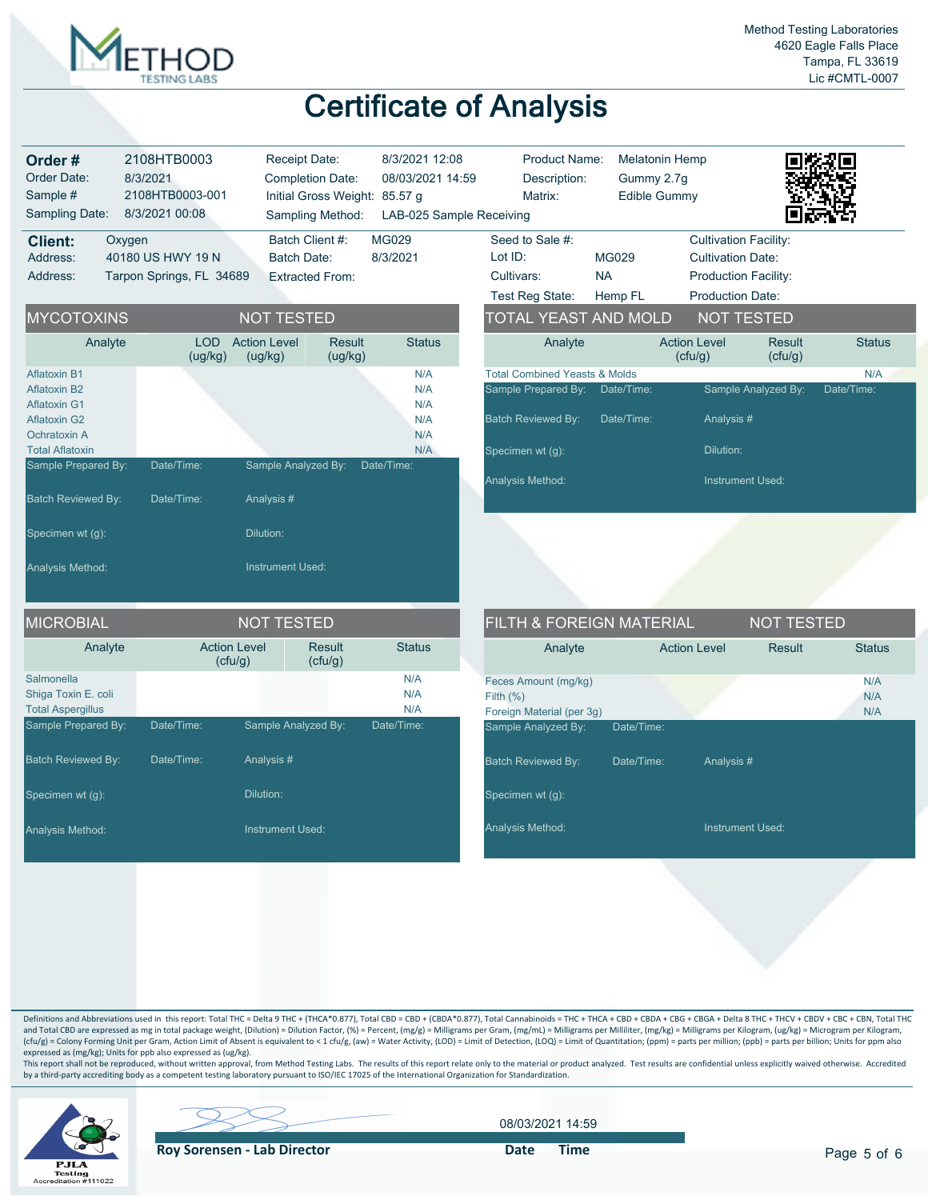Method Testing Laboratories
4620 Eagle Falls Place
Tampa, FL 33619
Lic #CMTL-0007

# Certificate of Analysis

| | | | | | |
|---|---|---|---|---|---|
| **Order #** | 2108HTB0003 | Receipt Date: | 8/3/2021 12:08 | Product Name: | Melatonin Hemp |
| Order Date: | 8/3/2021 | Completion Date: | 08/03/2021 14:59 | Description: | Gummy 2.7g |
| Sample # | 2108HTB0003-001 | Initial Gross Weight: | 85.57 g | Matrix: | Edible Gummy |
| Sampling Date: | 8/3/2021 00:08 | Sampling Method: | LAB-025 Sample Receiving | | |

| | | | | | | |
|---|---|---|---|---|---|---|
| **Client:** | Oxygen | Batch Client #: | MG029 | Seed to Sale #: | | Cultivation Facility: |
| Address: | 40180 US HWY 19 N | Batch Date: | 8/3/2021 | Lot ID: | MG029 | Cultivation Date: |
| Address: | Tarpon Springs, FL 34689 | Extracted From: | | Cultivars: | NA | Production Facility: |
| | | | | Test Reg State: | Hemp FL | Production Date: |

## MYCOTOXINS — NOT TESTED

| Analyte | LOD (ug/kg) | Action Level (ug/kg) | Result (ug/kg) | Status |
|---|---|---|---|---|
| Aflatoxin B1 | | | | N/A |
| Aflatoxin B2 | | | | N/A |
| Aflatoxin G1 | | | | N/A |
| Aflatoxin G2 | | | | N/A |
| Ochratoxin A | | | | N/A |
| Total Aflatoxin | | | | N/A |

Sample Prepared By: Date/Time: Sample Analyzed By: Date/Time:
Batch Reviewed By: Date/Time: Analysis #
Specimen wt (g): Dilution:
Analysis Method: Instrument Used:

## TOTAL YEAST AND MOLD — NOT TESTED

| Analyte | Action Level (cfu/g) | Result (cfu/g) | Status |
|---|---|---|---|
| Total Combined Yeasts & Molds | | | N/A |

Sample Prepared By: Date/Time: Sample Analyzed By: Date/Time:
Batch Reviewed By: Date/Time: Analysis #
Specimen wt (g): Dilution:
Analysis Method: Instrument Used:

## MICROBIAL — NOT TESTED

| Analyte | Action Level (cfu/g) | Result (cfu/g) | Status |
|---|---|---|---|
| Salmonella | | | N/A |
| Shiga Toxin E. coli | | | N/A |
| Total Aspergillus | | | N/A |

Sample Prepared By: Date/Time: Sample Analyzed By: Date/Time:
Batch Reviewed By: Date/Time: Analysis #
Specimen wt (g): Dilution:
Analysis Method: Instrument Used:

## FILTH & FOREIGN MATERIAL — NOT TESTED

| Analyte | Action Level | Result | Status |
|---|---|---|---|
| Feces Amount (mg/kg) | | | N/A |
| Filth (%) | | | N/A |
| Foreign Material (per 3g) | | | N/A |

Sample Analyzed By: Date/Time:
Batch Reviewed By: Date/Time: Analysis #
Specimen wt (g):
Analysis Method: Instrument Used:

Definitions and Abbreviations used in this report: Total THC = Delta 9 THC + (THCA*0.877), Total CBD = CBD + (CBDA*0.877), Total Cannabinoids = THC + THCA + CBD + CBDA + CBG + CBGA + Delta 8 THC + THCV + CBDV + CBC + CBN, Total THC and Total CBD are expressed as mg in total package weight, (Dilution) = Dilution Factor, (%) = Percent, (mg/g) = Milligrams per Gram, (mg/mL) = Milligrams per Milliliter, (mg/kg) = Milligrams per Kilogram, (ug/kg) = Microgram per Kilogram, (cfu/g) = Colony Forming Unit per Gram, Action Limit of Absent is equivalent to < 1 cfu/g, (aw) = Water Activity, (LOD) = Limit of Detection, (LOQ) = Limit of Quantitation; (ppm) = parts per million; (ppb) = parts per billion; Units for ppm also expressed as (mg/kg); Units for ppb also expressed as (ug/kg).
This report shall not be reproduced, without written approval, from Method Testing Labs. The results of this report relate only to the material or product analyzed. Test results are confidential unless explicitly waived otherwise. Accredited by a third-party accrediting body as a competent testing laboratory pursuant to ISO/IEC 17025 of the International Organization for Standardization.

PJLA Testing Accreditation #111022

08/03/2021 14:59

**Roy Sorensen - Lab Director** **Date** **Time**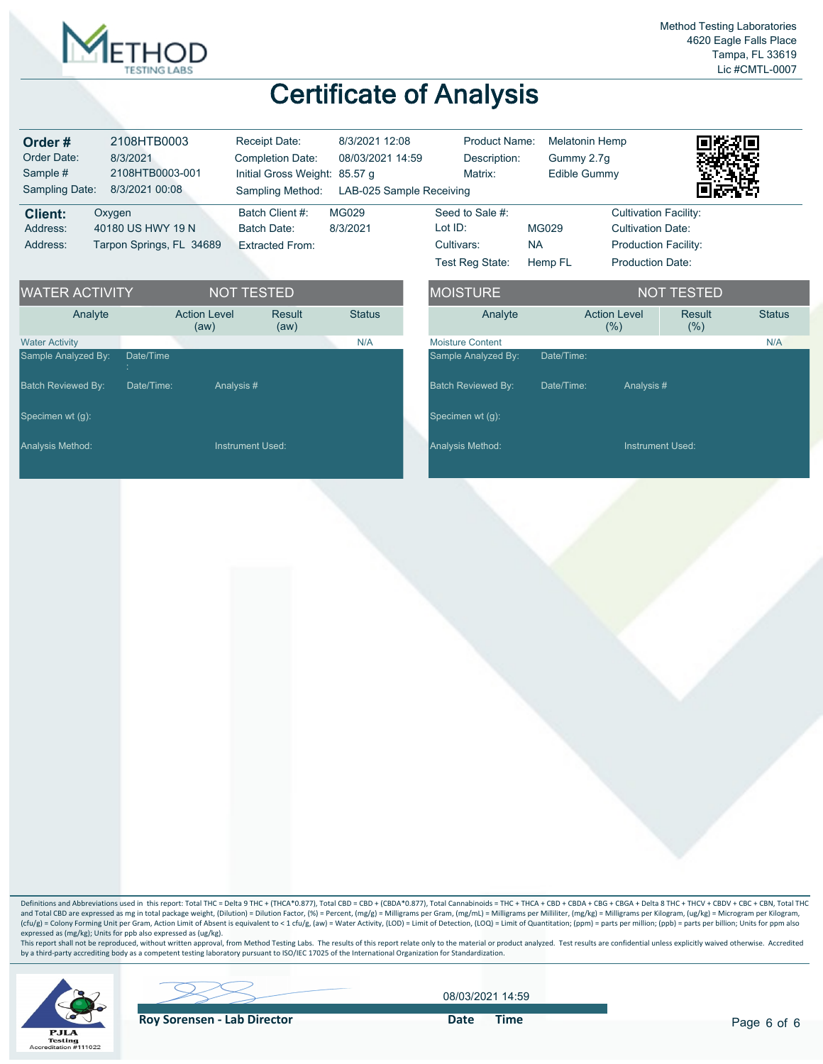Method Testing Laboratories
4620 Eagle Falls Place
Tampa, FL 33619
Lic #CMTL-0007

# Certificate of Analysis

| | | | | | |
|---|---|---|---|---|---|
| **Order #** | 2108HTB0003 | Receipt Date: | 8/3/2021 12:08 | Product Name: | Melatonin Hemp |
| Order Date: | 8/3/2021 | Completion Date: | 08/03/2021 14:59 | Description: | Gummy 2.7g |
| Sample # | 2108HTB0003-001 | Initial Gross Weight: | 85.57 g | Matrix: | Edible Gummy |
| Sampling Date: | 8/3/2021 00:08 | Sampling Method: | LAB-025 Sample Receiving | | |

| | | | | | | |
|---|---|---|---|---|---|---|
| **Client:** | Oxygen | Batch Client #: | MG029 | Seed to Sale #: | | Cultivation Facility: |
| Address: | 40180 US HWY 19 N | Batch Date: | 8/3/2021 | Lot ID: | MG029 | Cultivation Date: |
| Address: | Tarpon Springs, FL 34689 | Extracted From: | | Cultivars: | NA | Production Facility: |
| | | | | Test Reg State: | Hemp FL | Production Date: |

## WATER ACTIVITY — NOT TESTED

| Analyte | Action Level (aw) | Result (aw) | Status |
|---|---|---|---|
| Water Activity | | | N/A |

Sample Analyzed By: Date/Time :

Batch Reviewed By: Date/Time: Analysis #

Specimen wt (g):

Analysis Method: Instrument Used:

## MOISTURE — NOT TESTED

| Analyte | Action Level (%) | Result (%) | Status |
|---|---|---|---|
| Moisture Content | | | N/A |

Sample Analyzed By: Date/Time:

Batch Reviewed By: Date/Time: Analysis #

Specimen wt (g):

Analysis Method: Instrument Used:

Definitions and Abbreviations used in this report: Total THC = Delta 9 THC + (THCA*0.877), Total CBD = CBD + (CBDA*0.877), Total Cannabinoids = THC + THCA + CBD + CBDA + CBG + CBGA + Delta 8 THC + THCV + CBDV + CBC + CBN, Total THC and Total CBD are expressed as mg in total package weight, (Dilution) = Dilution Factor, (%) = Percent, (mg/g) = Milligrams per Gram, (mg/mL) = Milligrams per Milliliter, (mg/kg) = Milligrams per Kilogram, (ug/kg) = Microgram per Kilogram, (cfu/g) = Colony Forming Unit per Gram, Action Limit of Absent is equivalent to < 1 cfu/g, (aw) = Water Activity, (LOD) = Limit of Detection, (LOQ) = Limit of Quantitation; (ppm) = parts per million; (ppb) = parts per billion; Units for ppm also expressed as (mg/kg); Units for ppb also expressed as (ug/kg).

This report shall not be reproduced, without written approval, from Method Testing Labs. The results of this report relate only to the material or product analyzed. Test results are confidential unless explicitly waived otherwise. Accredited by a third-party accrediting body as a competent testing laboratory pursuant to ISO/IEC 17025 of the International Organization for Standardization.

PJLA Testing Accreditation #111022

08/03/2021 14:59

**Roy Sorensen - Lab Director** **Date Time**